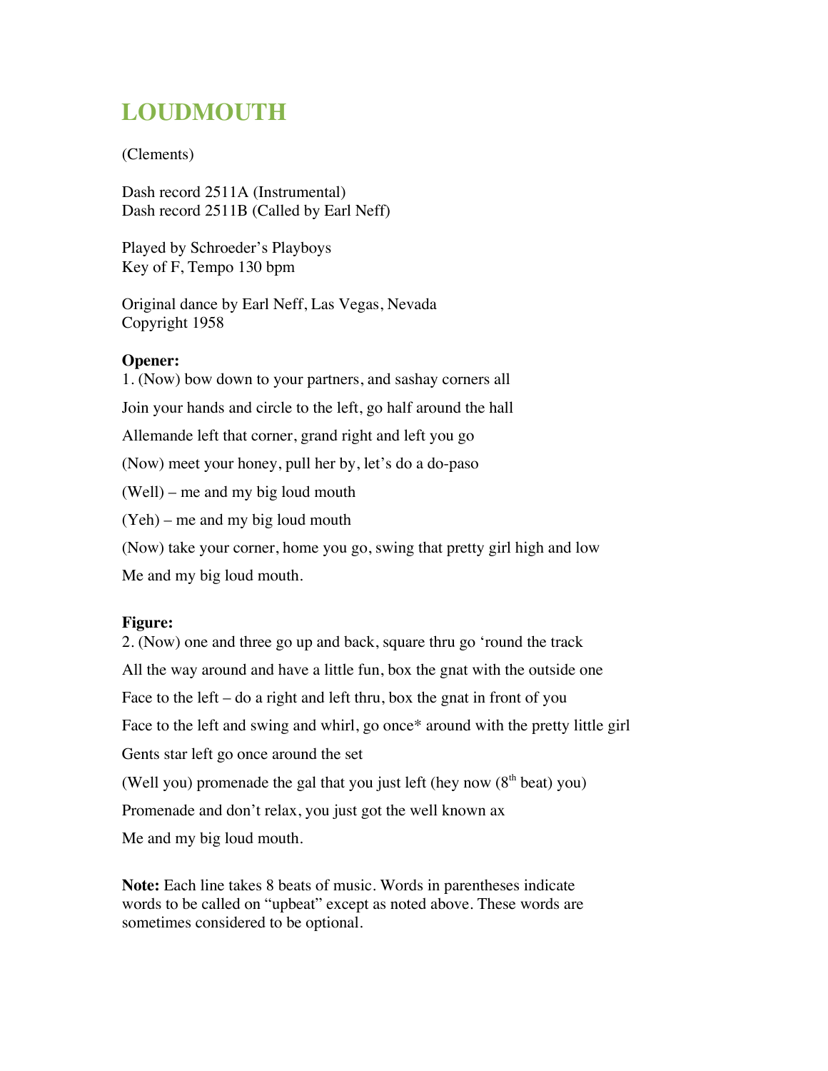# LOUDMOUTH

(Clements)

Dash record 2511A (Instrumental)
Dash record 2511B (Called by Earl Neff)

Played by Schroeder's Playboys
Key of F, Tempo 130 bpm

Original dance by Earl Neff, Las Vegas, Nevada
Copyright 1958

**Opener:**

1. (Now) bow down to your partners, and sashay corners all

Join your hands and circle to the left, go half around the hall

Allemande left that corner, grand right and left you go

(Now) meet your honey, pull her by, let's do a do-paso

(Well) – me and my big loud mouth

(Yeh) – me and my big loud mouth

(Now) take your corner, home you go, swing that pretty girl high and low

Me and my big loud mouth.

**Figure:**

2. (Now) one and three go up and back, square thru go 'round the track

All the way around and have a little fun, box the gnat with the outside one

Face to the left – do a right and left thru, box the gnat in front of you

Face to the left and swing and whirl, go once* around with the pretty little girl

Gents star left go once around the set

(Well you) promenade the gal that you just left (hey now (8th beat) you)

Promenade and don't relax, you just got the well known ax

Me and my big loud mouth.

**Note:** Each line takes 8 beats of music. Words in parentheses indicate words to be called on "upbeat" except as noted above. These words are sometimes considered to be optional.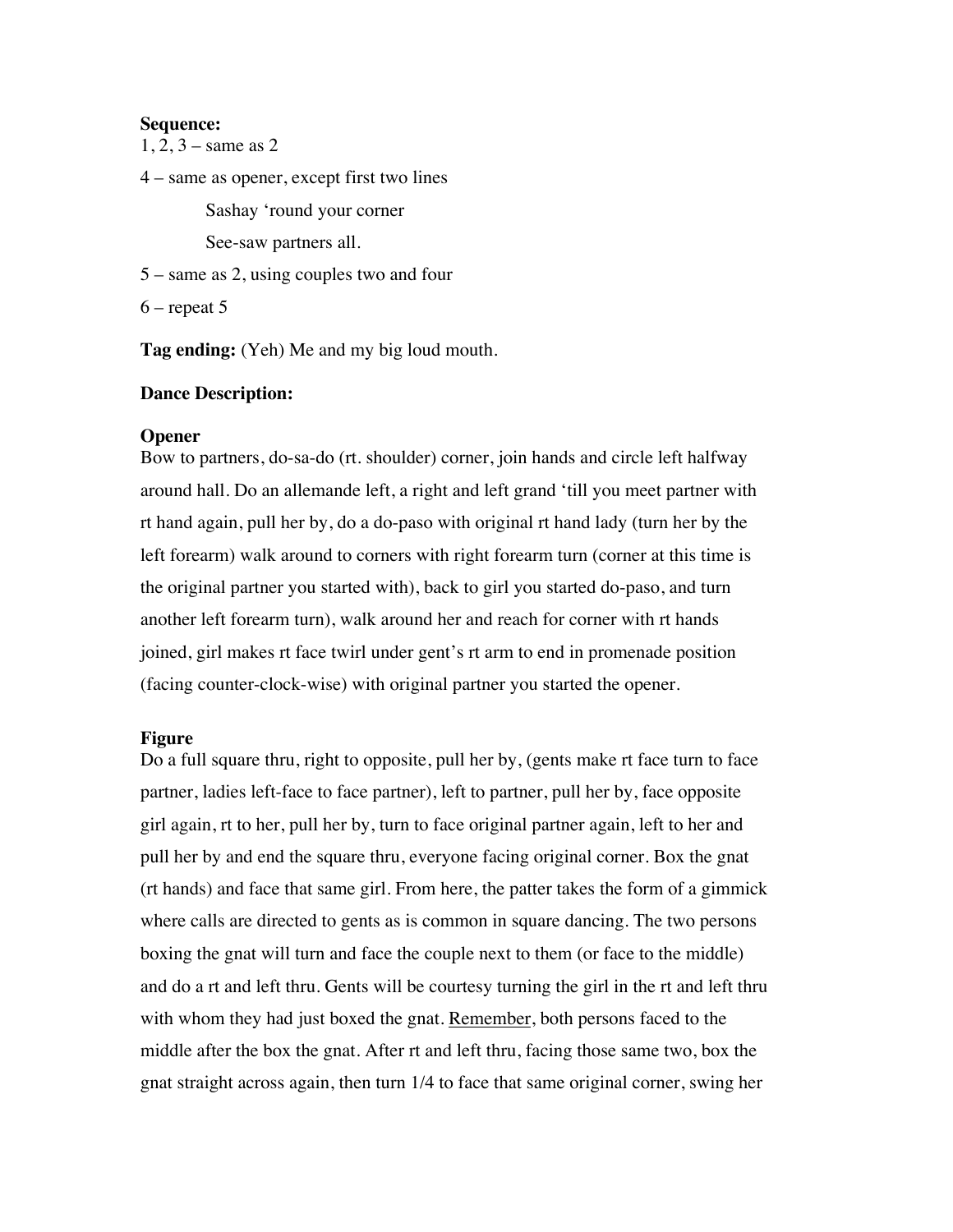**Sequence:**

1, 2, 3 – same as 2

4 – same as opener, except first two lines

Sashay 'round your corner

See-saw partners all.

5 – same as 2, using couples two and four

6 – repeat 5

**Tag ending:** (Yeh) Me and my big loud mouth.

**Dance Description:**

**Opener**

Bow to partners, do-sa-do (rt. shoulder) corner, join hands and circle left halfway around hall. Do an allemande left, a right and left grand 'till you meet partner with rt hand again, pull her by, do a do-paso with original rt hand lady (turn her by the left forearm) walk around to corners with right forearm turn (corner at this time is the original partner you started with), back to girl you started do-paso, and turn another left forearm turn), walk around her and reach for corner with rt hands joined, girl makes rt face twirl under gent's rt arm to end in promenade position (facing counter-clock-wise) with original partner you started the opener.

**Figure**

Do a full square thru, right to opposite, pull her by, (gents make rt face turn to face partner, ladies left-face to face partner), left to partner, pull her by, face opposite girl again, rt to her, pull her by, turn to face original partner again, left to her and pull her by and end the square thru, everyone facing original corner. Box the gnat (rt hands) and face that same girl. From here, the patter takes the form of a gimmick where calls are directed to gents as is common in square dancing. The two persons boxing the gnat will turn and face the couple next to them (or face to the middle) and do a rt and left thru. Gents will be courtesy turning the girl in the rt and left thru with whom they had just boxed the gnat. Remember, both persons faced to the middle after the box the gnat. After rt and left thru, facing those same two, box the gnat straight across again, then turn 1/4 to face that same original corner, swing her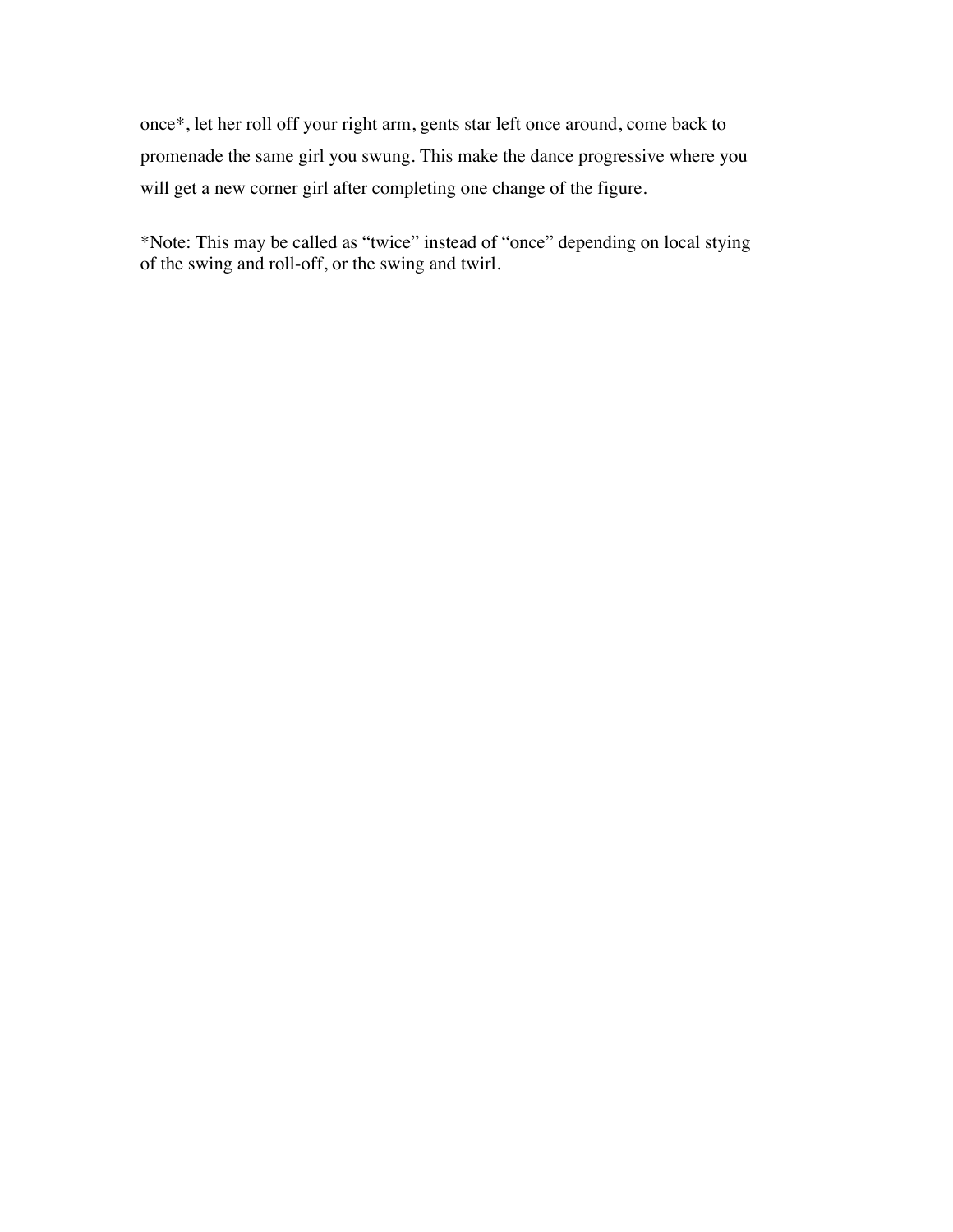once*, let her roll off your right arm, gents star left once around, come back to promenade the same girl you swung. This make the dance progressive where you will get a new corner girl after completing one change of the figure.

*Note: This may be called as "twice" instead of "once" depending on local stying of the swing and roll-off, or the swing and twirl.